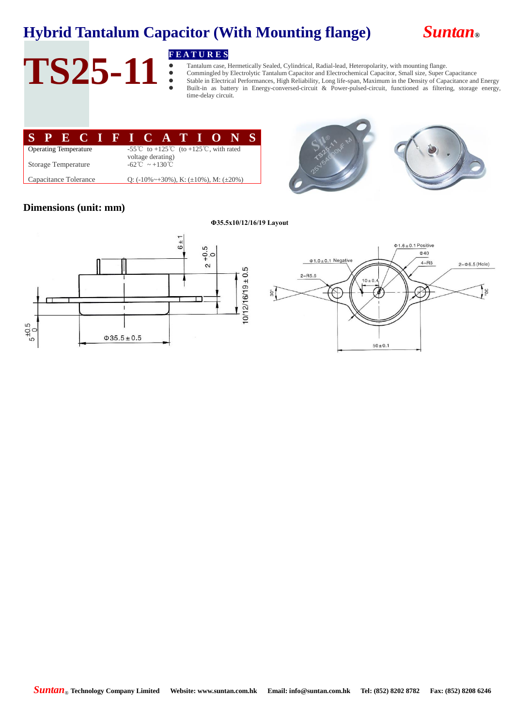# Hybrid Tantalum Capacitor (With Mounting flange)

*Suntan*®

# TS25-11

**FEATURES**

- Tantalum case, Hermetically Sealed, Cylindrical, Radial-lead, Heteropolarity, with mounting flange.
- Commingled by Electrolytic Tantalum Capacitor and Electrochemical Capacitor, Small size, Super Capacitance
- Stable in Electrical Performances, High Reliability, Long life-span, Maximum in the Density of Capacitance and Energy
- Built-in as battery in Energy-conversed-circuit & Power-pulsed-circuit, functioned as filtering, storage energy, time-delay circuit.

**SPECIFICATIONS**

| | |
|---|---|
| Operating Temperature | -55℃ to +125℃ (to +125℃, with rated voltage derating) |
| Storage Temperature | -62℃ ~ +130℃ |
| Capacitance Tolerance | Q: (-10%~+30%), K: (±10%), M: (±20%) |

## Dimensions (unit: mm)

**Φ35.5x10/12/16/19 Layout**

6±1
2 +0.5/0
10/12/16/19±0.5
5 +0.5/0
Φ35.5±0.5

Φ1.6±0.1 Positive
Φ40
Φ1.0±0.1 Negative
4-R5
2-Φ6.5 (Hole)
2-R5.5
10±0.4
30°
30°
50±0.1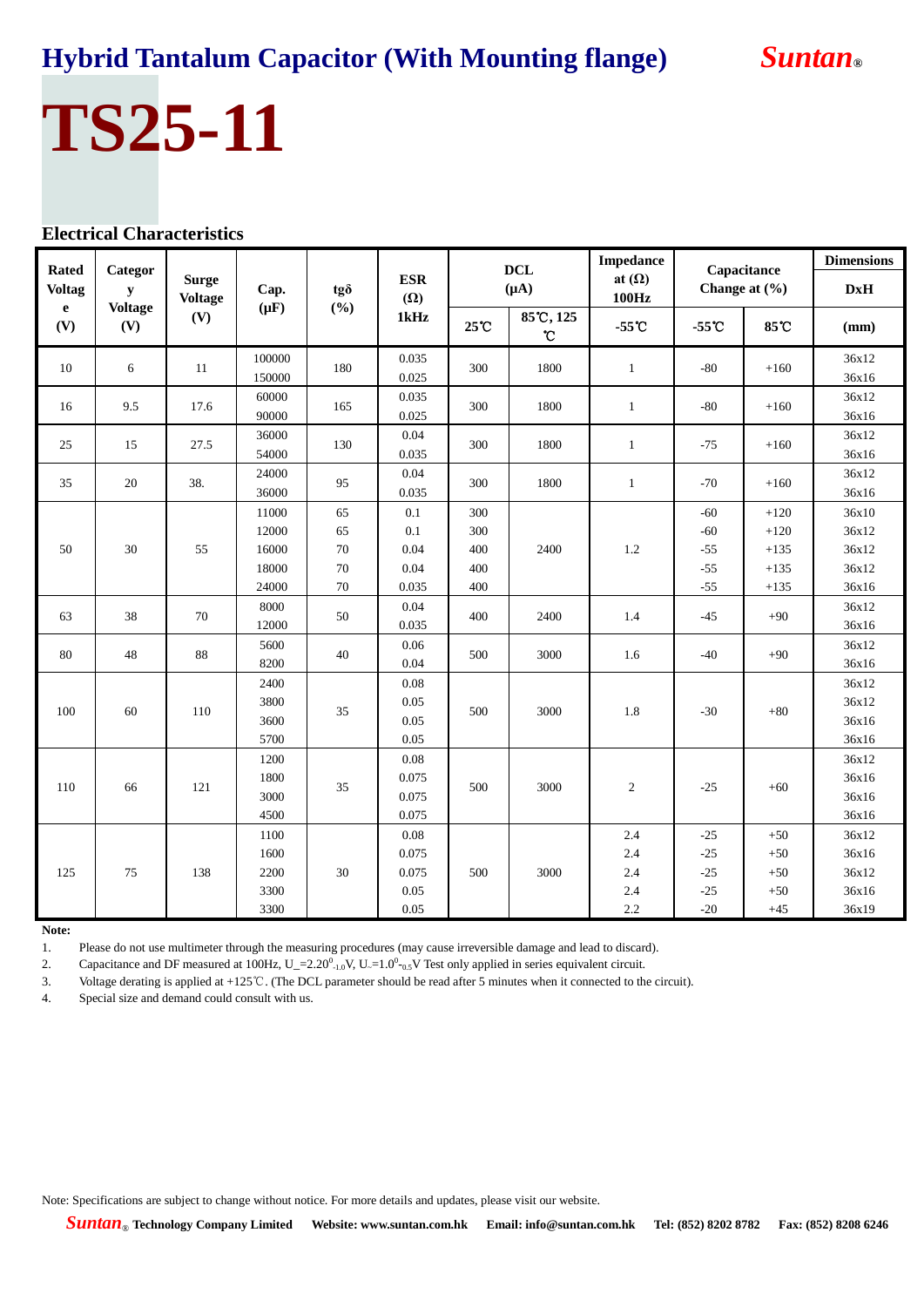# Hybrid Tantalum Capacitor (With Mounting flange)

*Suntan*®

# TS25-11

## Electrical Characteristics

| Rated Voltage (V) | Category Voltage (V) | Surge Voltage (V) | Cap. (μF) | tgδ (%) | ESR (Ω) 1kHz | DCL (μA) | | Impedance at (Ω) 100Hz | Capacitance Change at (%) | | Dimensions DxH |
|---|---|---|---|---|---|---|---|---|---|---|---|
| | | | | | | 25℃ | 85℃, 125℃ | -55℃ | -55℃ | 85℃ | (mm) |
| 10 | 6 | 11 | 100000<br>150000 | 180 | 0.035<br>0.025 | 300 | 1800 | 1 | -80 | +160 | 36x12<br>36x16 |
| 16 | 9.5 | 17.6 | 60000<br>90000 | 165 | 0.035<br>0.025 | 300 | 1800 | 1 | -80 | +160 | 36x12<br>36x16 |
| 25 | 15 | 27.5 | 36000<br>54000 | 130 | 0.04<br>0.035 | 300 | 1800 | 1 | -75 | +160 | 36x12<br>36x16 |
| 35 | 20 | 38. | 24000<br>36000 | 95 | 0.04<br>0.035 | 300 | 1800 | 1 | -70 | +160 | 36x12<br>36x16 |
| 50 | 30 | 55 | 11000<br>12000<br>16000<br>18000<br>24000 | 65<br>65<br>70<br>70<br>70 | 0.1<br>0.1<br>0.04<br>0.04<br>0.035 | 300<br>300<br>400<br>400<br>400 | 2400 | 1.2 | -60<br>-60<br>-55<br>-55<br>-55 | +120<br>+120<br>+135<br>+135<br>+135 | 36x10<br>36x12<br>36x12<br>36x12<br>36x16 |
| 63 | 38 | 70 | 8000<br>12000 | 50 | 0.04<br>0.035 | 400 | 2400 | 1.4 | -45 | +90 | 36x12<br>36x16 |
| 80 | 48 | 88 | 5600<br>8200 | 40 | 0.06<br>0.04 | 500 | 3000 | 1.6 | -40 | +90 | 36x12<br>36x16 |
| 100 | 60 | 110 | 2400<br>3800<br>3600<br>5700 | 35 | 0.08<br>0.05<br>0.05<br>0.05 | 500 | 3000 | 1.8 | -30 | +80 | 36x12<br>36x12<br>36x16<br>36x16 |
| 110 | 66 | 121 | 1200<br>1800<br>3000<br>4500 | 35 | 0.08<br>0.075<br>0.075<br>0.075 | 500 | 3000 | 2 | -25 | +60 | 36x12<br>36x16<br>36x16<br>36x16 |
| 125 | 75 | 138 | 1100<br>1600<br>2200<br>3300<br>3300 | 30 | 0.08<br>0.075<br>0.075<br>0.05<br>0.05 | 500 | 3000 | 2.4<br>2.4<br>2.4<br>2.4<br>2.2 | -25<br>-25<br>-25<br>-25<br>-20 | +50<br>+50<br>+50<br>+50<br>+45 | 36x12<br>36x16<br>36x12<br>36x16<br>36x19 |

**Note:**

1. Please do not use multimeter through the measuring procedures (may cause irreversible damage and lead to discard).
2. Capacitance and DF measured at 100Hz, $U_{=}=2.2 0^{0}_{-1.0}$V, $U_{\sim}=1.0^{0}_{-0.5}$V Test only applied in series equivalent circuit.
3. Voltage derating is applied at +125℃. (The DCL parameter should be read after 5 minutes when it connected to the circuit).
4. Special size and demand could consult with us.

Note: Specifications are subject to change without notice. For more details and updates, please visit our website.

*Suntan*® **Technology Company Limited** **Website: www.suntan.com.hk** **Email: info@suntan.com.hk** **Tel: (852) 8202 8782** **Fax: (852) 8208 6246**